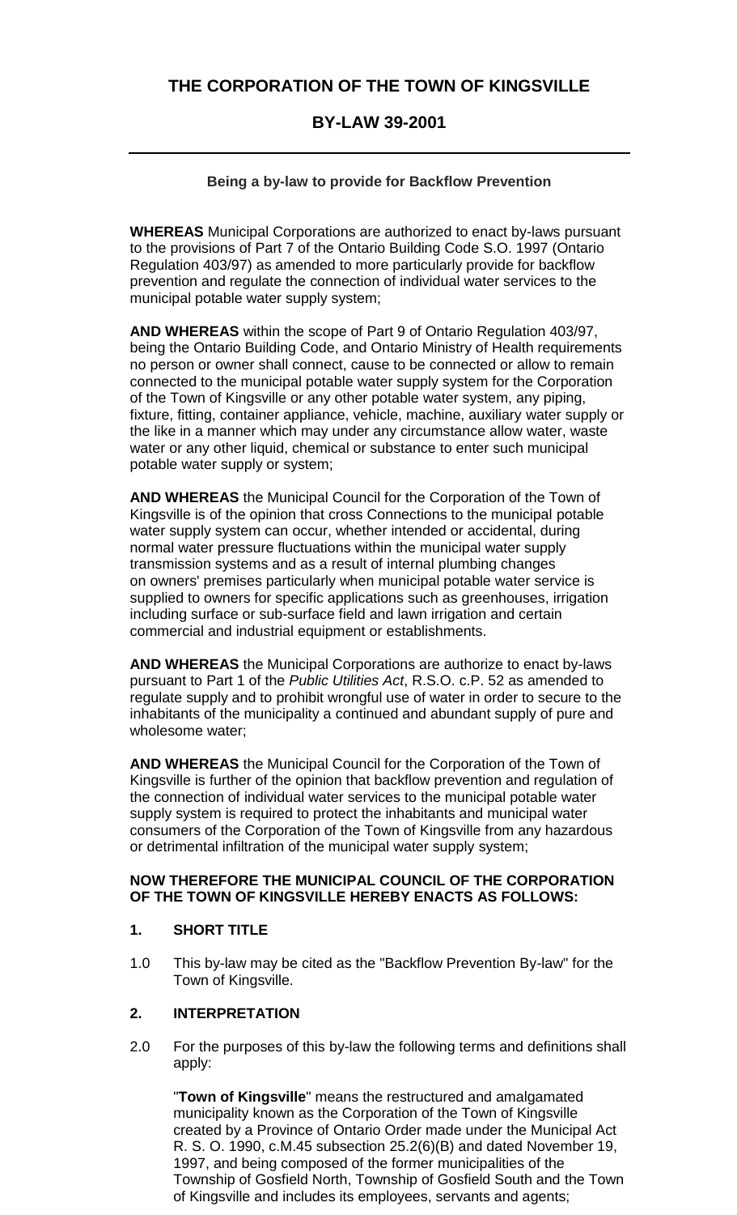# THE CORPORATION OF THE TOWN OF KINGSVILLE

## BY-LAW 39-2001

---

**Being a by-law to provide for Backflow Prevention**

**WHEREAS** Municipal Corporations are authorized to enact by-laws pursuant to the provisions of Part 7 of the Ontario Building Code S.O. 1997 (Ontario Regulation 403/97) as amended to more particularly provide for backflow prevention and regulate the connection of individual water services to the municipal potable water supply system;

**AND WHEREAS** within the scope of Part 9 of Ontario Regulation 403/97, being the Ontario Building Code, and Ontario Ministry of Health requirements no person or owner shall connect, cause to be connected or allow to remain connected to the municipal potable water supply system for the Corporation of the Town of Kingsville or any other potable water system, any piping, fixture, fitting, container appliance, vehicle, machine, auxiliary water supply or the like in a manner which may under any circumstance allow water, waste water or any other liquid, chemical or substance to enter such municipal potable water supply or system;

**AND WHEREAS** the Municipal Council for the Corporation of the Town of Kingsville is of the opinion that cross Connections to the municipal potable water supply system can occur, whether intended or accidental, during normal water pressure fluctuations within the municipal water supply transmission systems and as a result of internal plumbing changes on owners' premises particularly when municipal potable water service is supplied to owners for specific applications such as greenhouses, irrigation including surface or sub-surface field and lawn irrigation and certain commercial and industrial equipment or establishments.

**AND WHEREAS** the Municipal Corporations are authorize to enact by-laws pursuant to Part 1 of the *Public Utilities Act*, R.S.O. c.P. 52 as amended to regulate supply and to prohibit wrongful use of water in order to secure to the inhabitants of the municipality a continued and abundant supply of pure and wholesome water;

**AND WHEREAS** the Municipal Council for the Corporation of the Town of Kingsville is further of the opinion that backflow prevention and regulation of the connection of individual water services to the municipal potable water supply system is required to protect the inhabitants and municipal water consumers of the Corporation of the Town of Kingsville from any hazardous or detrimental infiltration of the municipal water supply system;

**NOW THEREFORE THE MUNICIPAL COUNCIL OF THE CORPORATION OF THE TOWN OF KINGSVILLE HEREBY ENACTS AS FOLLOWS:**

### 1. SHORT TITLE

1.0 This by-law may be cited as the "Backflow Prevention By-law" for the Town of Kingsville.

### 2. INTERPRETATION

2.0 For the purposes of this by-law the following terms and definitions shall apply:

"**Town of Kingsville**" means the restructured and amalgamated municipality known as the Corporation of the Town of Kingsville created by a Province of Ontario Order made under the Municipal Act R. S. O. 1990, c.M.45 subsection 25.2(6)(B) and dated November 19, 1997, and being composed of the former municipalities of the Township of Gosfield North, Township of Gosfield South and the Town of Kingsville and includes its employees, servants and agents;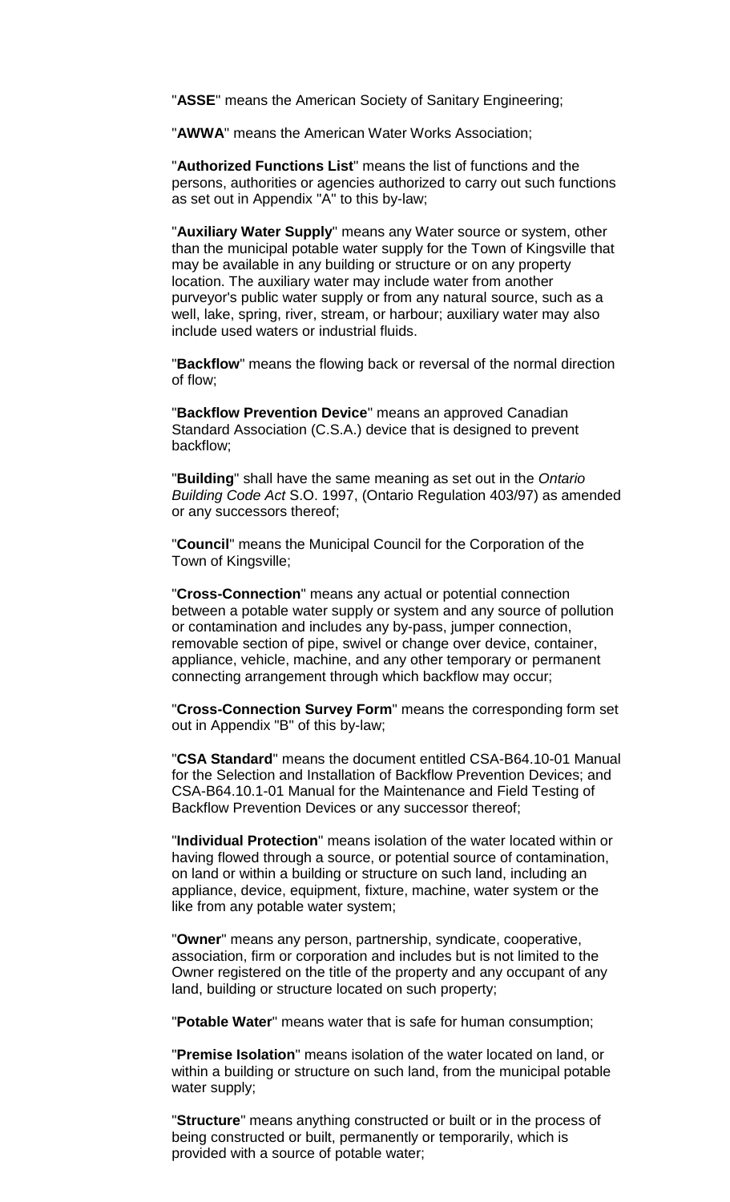"**ASSE**" means the American Society of Sanitary Engineering;

"**AWWA**" means the American Water Works Association;

"**Authorized Functions List**" means the list of functions and the persons, authorities or agencies authorized to carry out such functions as set out in Appendix "A" to this by-law;

"**Auxiliary Water Supply**" means any Water source or system, other than the municipal potable water supply for the Town of Kingsville that may be available in any building or structure or on any property location. The auxiliary water may include water from another purveyor's public water supply or from any natural source, such as a well, lake, spring, river, stream, or harbour; auxiliary water may also include used waters or industrial fluids.

"**Backflow**" means the flowing back or reversal of the normal direction of flow;

"**Backflow Prevention Device**" means an approved Canadian Standard Association (C.S.A.) device that is designed to prevent backflow;

"**Building**" shall have the same meaning as set out in the *Ontario Building Code Act* S.O. 1997, (Ontario Regulation 403/97) as amended or any successors thereof;

"**Council**" means the Municipal Council for the Corporation of the Town of Kingsville;

"**Cross-Connection**" means any actual or potential connection between a potable water supply or system and any source of pollution or contamination and includes any by-pass, jumper connection, removable section of pipe, swivel or change over device, container, appliance, vehicle, machine, and any other temporary or permanent connecting arrangement through which backflow may occur;

"**Cross-Connection Survey Form**" means the corresponding form set out in Appendix "B" of this by-law;

"**CSA Standard**" means the document entitled CSA-B64.10-01 Manual for the Selection and Installation of Backflow Prevention Devices; and CSA-B64.10.1-01 Manual for the Maintenance and Field Testing of Backflow Prevention Devices or any successor thereof;

"**Individual Protection**" means isolation of the water located within or having flowed through a source, or potential source of contamination, on land or within a building or structure on such land, including an appliance, device, equipment, fixture, machine, water system or the like from any potable water system;

"**Owner**" means any person, partnership, syndicate, cooperative, association, firm or corporation and includes but is not limited to the Owner registered on the title of the property and any occupant of any land, building or structure located on such property;

"**Potable Water**" means water that is safe for human consumption;

"**Premise Isolation**" means isolation of the water located on land, or within a building or structure on such land, from the municipal potable water supply;

"**Structure**" means anything constructed or built or in the process of being constructed or built, permanently or temporarily, which is provided with a source of potable water;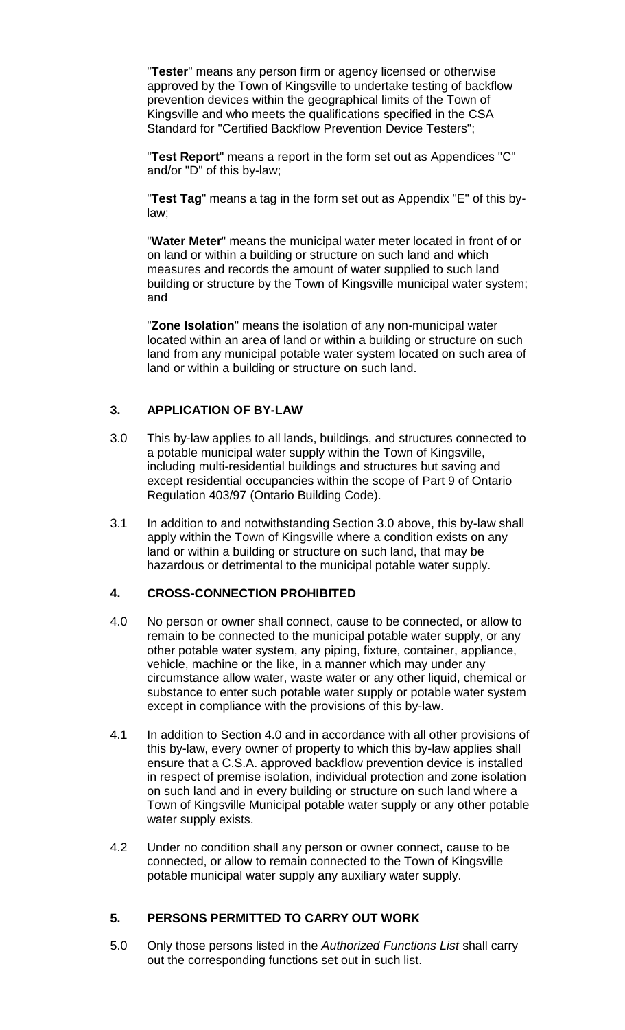"**Tester**" means any person firm or agency licensed or otherwise approved by the Town of Kingsville to undertake testing of backflow prevention devices within the geographical limits of the Town of Kingsville and who meets the qualifications specified in the CSA Standard for "Certified Backflow Prevention Device Testers";

"**Test Report**" means a report in the form set out as Appendices "C" and/or "D" of this by-law;

"**Test Tag**" means a tag in the form set out as Appendix "E" of this by-law;

"**Water Meter**" means the municipal water meter located in front of or on land or within a building or structure on such land and which measures and records the amount of water supplied to such land building or structure by the Town of Kingsville municipal water system; and

"**Zone Isolation**" means the isolation of any non-municipal water located within an area of land or within a building or structure on such land from any municipal potable water system located on such area of land or within a building or structure on such land.

## 3. APPLICATION OF BY-LAW

3.0 This by-law applies to all lands, buildings, and structures connected to a potable municipal water supply within the Town of Kingsville, including multi-residential buildings and structures but saving and except residential occupancies within the scope of Part 9 of Ontario Regulation 403/97 (Ontario Building Code).

3.1 In addition to and notwithstanding Section 3.0 above, this by-law shall apply within the Town of Kingsville where a condition exists on any land or within a building or structure on such land, that may be hazardous or detrimental to the municipal potable water supply.

## 4. CROSS-CONNECTION PROHIBITED

4.0 No person or owner shall connect, cause to be connected, or allow to remain to be connected to the municipal potable water supply, or any other potable water system, any piping, fixture, container, appliance, vehicle, machine or the like, in a manner which may under any circumstance allow water, waste water or any other liquid, chemical or substance to enter such potable water supply or potable water system except in compliance with the provisions of this by-law.

4.1 In addition to Section 4.0 and in accordance with all other provisions of this by-law, every owner of property to which this by-law applies shall ensure that a C.S.A. approved backflow prevention device is installed in respect of premise isolation, individual protection and zone isolation on such land and in every building or structure on such land where a Town of Kingsville Municipal potable water supply or any other potable water supply exists.

4.2 Under no condition shall any person or owner connect, cause to be connected, or allow to remain connected to the Town of Kingsville potable municipal water supply any auxiliary water supply.

## 5. PERSONS PERMITTED TO CARRY OUT WORK

5.0 Only those persons listed in the *Authorized Functions List* shall carry out the corresponding functions set out in such list.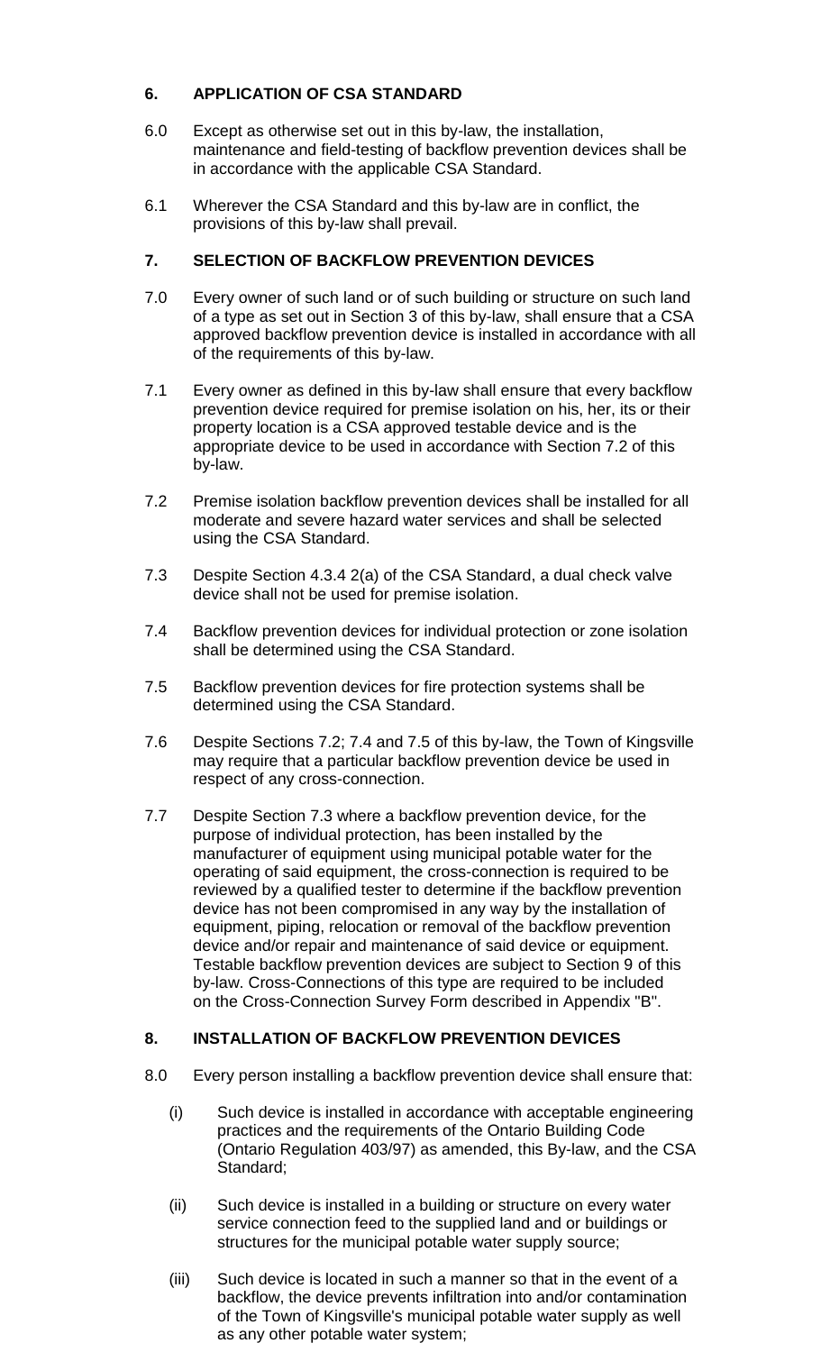## 6. APPLICATION OF CSA STANDARD

6.0 Except as otherwise set out in this by-law, the installation, maintenance and field-testing of backflow prevention devices shall be in accordance with the applicable CSA Standard.

6.1 Wherever the CSA Standard and this by-law are in conflict, the provisions of this by-law shall prevail.

## 7. SELECTION OF BACKFLOW PREVENTION DEVICES

7.0 Every owner of such land or of such building or structure on such land of a type as set out in Section 3 of this by-law, shall ensure that a CSA approved backflow prevention device is installed in accordance with all of the requirements of this by-law.

7.1 Every owner as defined in this by-law shall ensure that every backflow prevention device required for premise isolation on his, her, its or their property location is a CSA approved testable device and is the appropriate device to be used in accordance with Section 7.2 of this by-law.

7.2 Premise isolation backflow prevention devices shall be installed for all moderate and severe hazard water services and shall be selected using the CSA Standard.

7.3 Despite Section 4.3.4 2(a) of the CSA Standard, a dual check valve device shall not be used for premise isolation.

7.4 Backflow prevention devices for individual protection or zone isolation shall be determined using the CSA Standard.

7.5 Backflow prevention devices for fire protection systems shall be determined using the CSA Standard.

7.6 Despite Sections 7.2; 7.4 and 7.5 of this by-law, the Town of Kingsville may require that a particular backflow prevention device be used in respect of any cross-connection.

7.7 Despite Section 7.3 where a backflow prevention device, for the purpose of individual protection, has been installed by the manufacturer of equipment using municipal potable water for the operating of said equipment, the cross-connection is required to be reviewed by a qualified tester to determine if the backflow prevention device has not been compromised in any way by the installation of equipment, piping, relocation or removal of the backflow prevention device and/or repair and maintenance of said device or equipment. Testable backflow prevention devices are subject to Section 9 of this by-law. Cross-Connections of this type are required to be included on the Cross-Connection Survey Form described in Appendix "B".

## 8. INSTALLATION OF BACKFLOW PREVENTION DEVICES

8.0 Every person installing a backflow prevention device shall ensure that:

(i) Such device is installed in accordance with acceptable engineering practices and the requirements of the Ontario Building Code (Ontario Regulation 403/97) as amended, this By-law, and the CSA Standard;

(ii) Such device is installed in a building or structure on every water service connection feed to the supplied land and or buildings or structures for the municipal potable water supply source;

(iii) Such device is located in such a manner so that in the event of a backflow, the device prevents infiltration into and/or contamination of the Town of Kingsville's municipal potable water supply as well as any other potable water system;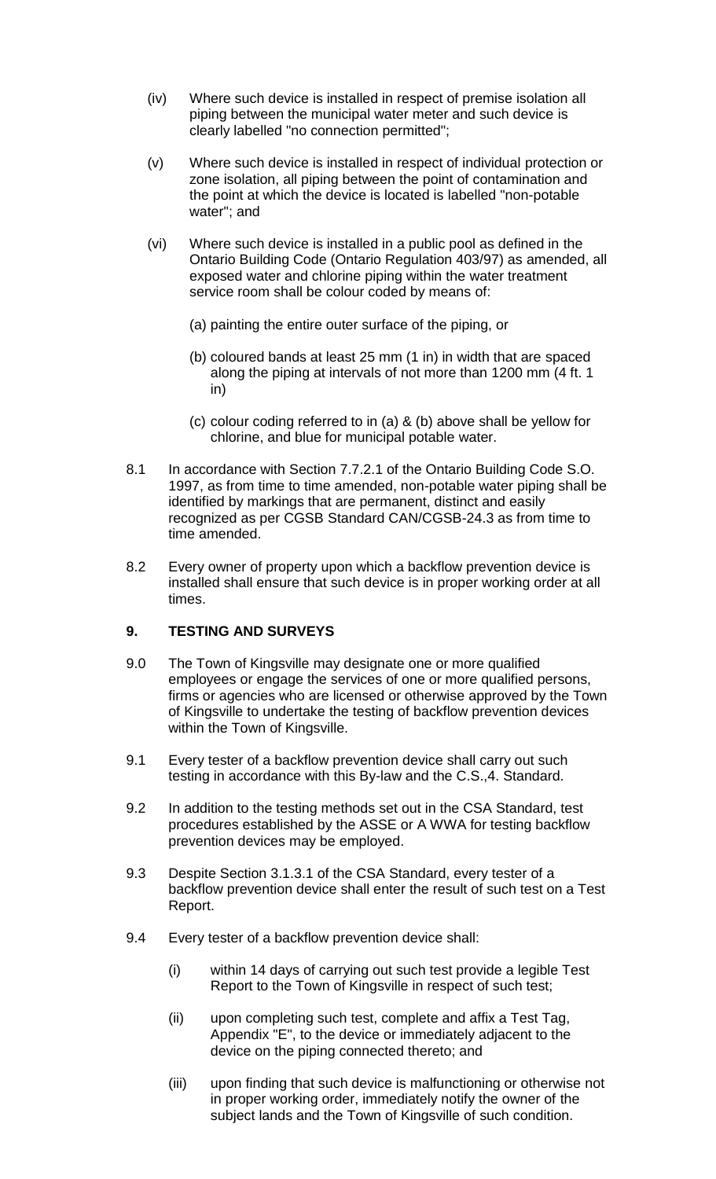(iv) Where such device is installed in respect of premise isolation all piping between the municipal water meter and such device is clearly labelled "no connection permitted";

(v) Where such device is installed in respect of individual protection or zone isolation, all piping between the point of contamination and the point at which the device is located is labelled "non-potable water"; and

(vi) Where such device is installed in a public pool as defined in the Ontario Building Code (Ontario Regulation 403/97) as amended, all exposed water and chlorine piping within the water treatment service room shall be colour coded by means of:

(a) painting the entire outer surface of the piping, or

(b) coloured bands at least 25 mm (1 in) in width that are spaced along the piping at intervals of not more than 1200 mm (4 ft. 1 in)

(c) colour coding referred to in (a) & (b) above shall be yellow for chlorine, and blue for municipal potable water.

8.1 In accordance with Section 7.7.2.1 of the Ontario Building Code S.O. 1997, as from time to time amended, non-potable water piping shall be identified by markings that are permanent, distinct and easily recognized as per CGSB Standard CAN/CGSB-24.3 as from time to time amended.

8.2 Every owner of property upon which a backflow prevention device is installed shall ensure that such device is in proper working order at all times.

## 9. TESTING AND SURVEYS

9.0 The Town of Kingsville may designate one or more qualified employees or engage the services of one or more qualified persons, firms or agencies who are licensed or otherwise approved by the Town of Kingsville to undertake the testing of backflow prevention devices within the Town of Kingsville.

9.1 Every tester of a backflow prevention device shall carry out such testing in accordance with this By-law and the C.S.,4. Standard.

9.2 In addition to the testing methods set out in the CSA Standard, test procedures established by the ASSE or A WWA for testing backflow prevention devices may be employed.

9.3 Despite Section 3.1.3.1 of the CSA Standard, every tester of a backflow prevention device shall enter the result of such test on a Test Report.

9.4 Every tester of a backflow prevention device shall:

(i) within 14 days of carrying out such test provide a legible Test Report to the Town of Kingsville in respect of such test;

(ii) upon completing such test, complete and affix a Test Tag, Appendix "E", to the device or immediately adjacent to the device on the piping connected thereto; and

(iii) upon finding that such device is malfunctioning or otherwise not in proper working order, immediately notify the owner of the subject lands and the Town of Kingsville of such condition.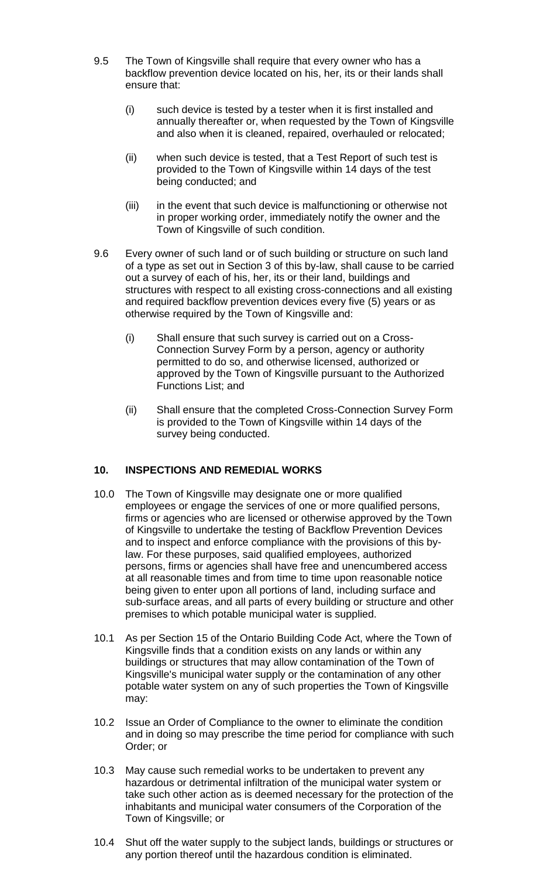9.5 The Town of Kingsville shall require that every owner who has a backflow prevention device located on his, her, its or their lands shall ensure that:

   (i) such device is tested by a tester when it is first installed and annually thereafter or, when requested by the Town of Kingsville and also when it is cleaned, repaired, overhauled or relocated;

   (ii) when such device is tested, that a Test Report of such test is provided to the Town of Kingsville within 14 days of the test being conducted; and

   (iii) in the event that such device is malfunctioning or otherwise not in proper working order, immediately notify the owner and the Town of Kingsville of such condition.

9.6 Every owner of such land or of such building or structure on such land of a type as set out in Section 3 of this by-law, shall cause to be carried out a survey of each of his, her, its or their land, buildings and structures with respect to all existing cross-connections and all existing and required backflow prevention devices every five (5) years or as otherwise required by the Town of Kingsville and:

   (i) Shall ensure that such survey is carried out on a Cross-Connection Survey Form by a person, agency or authority permitted to do so, and otherwise licensed, authorized or approved by the Town of Kingsville pursuant to the Authorized Functions List; and

   (ii) Shall ensure that the completed Cross-Connection Survey Form is provided to the Town of Kingsville within 14 days of the survey being conducted.

## 10. INSPECTIONS AND REMEDIAL WORKS

10.0 The Town of Kingsville may designate one or more qualified employees or engage the services of one or more qualified persons, firms or agencies who are licensed or otherwise approved by the Town of Kingsville to undertake the testing of Backflow Prevention Devices and to inspect and enforce compliance with the provisions of this by-law. For these purposes, said qualified employees, authorized persons, firms or agencies shall have free and unencumbered access at all reasonable times and from time to time upon reasonable notice being given to enter upon all portions of land, including surface and sub-surface areas, and all parts of every building or structure and other premises to which potable municipal water is supplied.

10.1 As per Section 15 of the Ontario Building Code Act, where the Town of Kingsville finds that a condition exists on any lands or within any buildings or structures that may allow contamination of the Town of Kingsville's municipal water supply or the contamination of any other potable water system on any of such properties the Town of Kingsville may:

10.2 Issue an Order of Compliance to the owner to eliminate the condition and in doing so may prescribe the time period for compliance with such Order; or

10.3 May cause such remedial works to be undertaken to prevent any hazardous or detrimental infiltration of the municipal water system or take such other action as is deemed necessary for the protection of the inhabitants and municipal water consumers of the Corporation of the Town of Kingsville; or

10.4 Shut off the water supply to the subject lands, buildings or structures or any portion thereof until the hazardous condition is eliminated.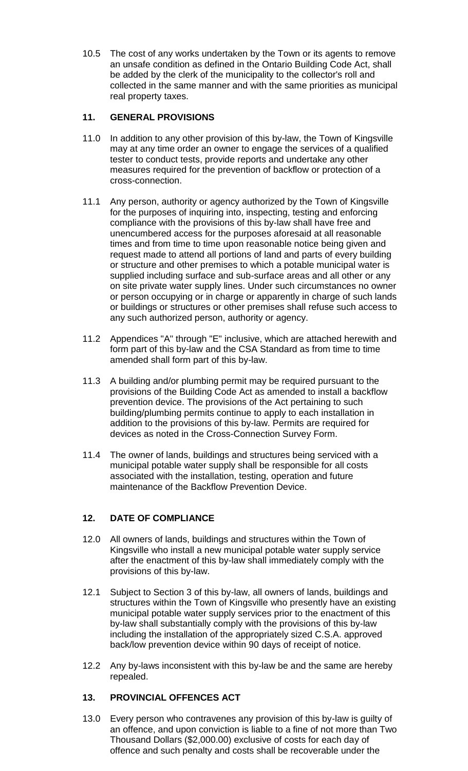10.5 The cost of any works undertaken by the Town or its agents to remove an unsafe condition as defined in the Ontario Building Code Act, shall be added by the clerk of the municipality to the collector's roll and collected in the same manner and with the same priorities as municipal real property taxes.

## 11. GENERAL PROVISIONS

11.0 In addition to any other provision of this by-law, the Town of Kingsville may at any time order an owner to engage the services of a qualified tester to conduct tests, provide reports and undertake any other measures required for the prevention of backflow or protection of a cross-connection.

11.1 Any person, authority or agency authorized by the Town of Kingsville for the purposes of inquiring into, inspecting, testing and enforcing compliance with the provisions of this by-law shall have free and unencumbered access for the purposes aforesaid at all reasonable times and from time to time upon reasonable notice being given and request made to attend all portions of land and parts of every building or structure and other premises to which a potable municipal water is supplied including surface and sub-surface areas and all other or any on site private water supply lines. Under such circumstances no owner or person occupying or in charge or apparently in charge of such lands or buildings or structures or other premises shall refuse such access to any such authorized person, authority or agency.

11.2 Appendices "A" through "E" inclusive, which are attached herewith and form part of this by-law and the CSA Standard as from time to time amended shall form part of this by-law.

11.3 A building and/or plumbing permit may be required pursuant to the provisions of the Building Code Act as amended to install a backflow prevention device. The provisions of the Act pertaining to such building/plumbing permits continue to apply to each installation in addition to the provisions of this by-law. Permits are required for devices as noted in the Cross-Connection Survey Form.

11.4 The owner of lands, buildings and structures being serviced with a municipal potable water supply shall be responsible for all costs associated with the installation, testing, operation and future maintenance of the Backflow Prevention Device.

## 12. DATE OF COMPLIANCE

12.0 All owners of lands, buildings and structures within the Town of Kingsville who install a new municipal potable water supply service after the enactment of this by-law shall immediately comply with the provisions of this by-law.

12.1 Subject to Section 3 of this by-law, all owners of lands, buildings and structures within the Town of Kingsville who presently have an existing municipal potable water supply services prior to the enactment of this by-law shall substantially comply with the provisions of this by-law including the installation of the appropriately sized C.S.A. approved back/low prevention device within 90 days of receipt of notice.

12.2 Any by-laws inconsistent with this by-law be and the same are hereby repealed.

## 13. PROVINCIAL OFFENCES ACT

13.0 Every person who contravenes any provision of this by-law is guilty of an offence, and upon conviction is liable to a fine of not more than Two Thousand Dollars ($2,000.00) exclusive of costs for each day of offence and such penalty and costs shall be recoverable under the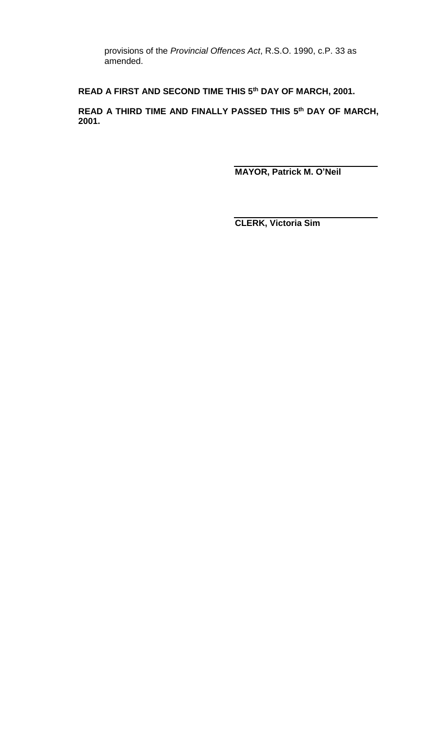provisions of the *Provincial Offences Act*, R.S.O. 1990, c.P. 33 as amended.

**READ A FIRST AND SECOND TIME THIS 5th DAY OF MARCH, 2001.**

**READ A THIRD TIME AND FINALLY PASSED THIS 5th DAY OF MARCH, 2001.**

**MAYOR, Patrick M. O'Neil**

**CLERK, Victoria Sim**